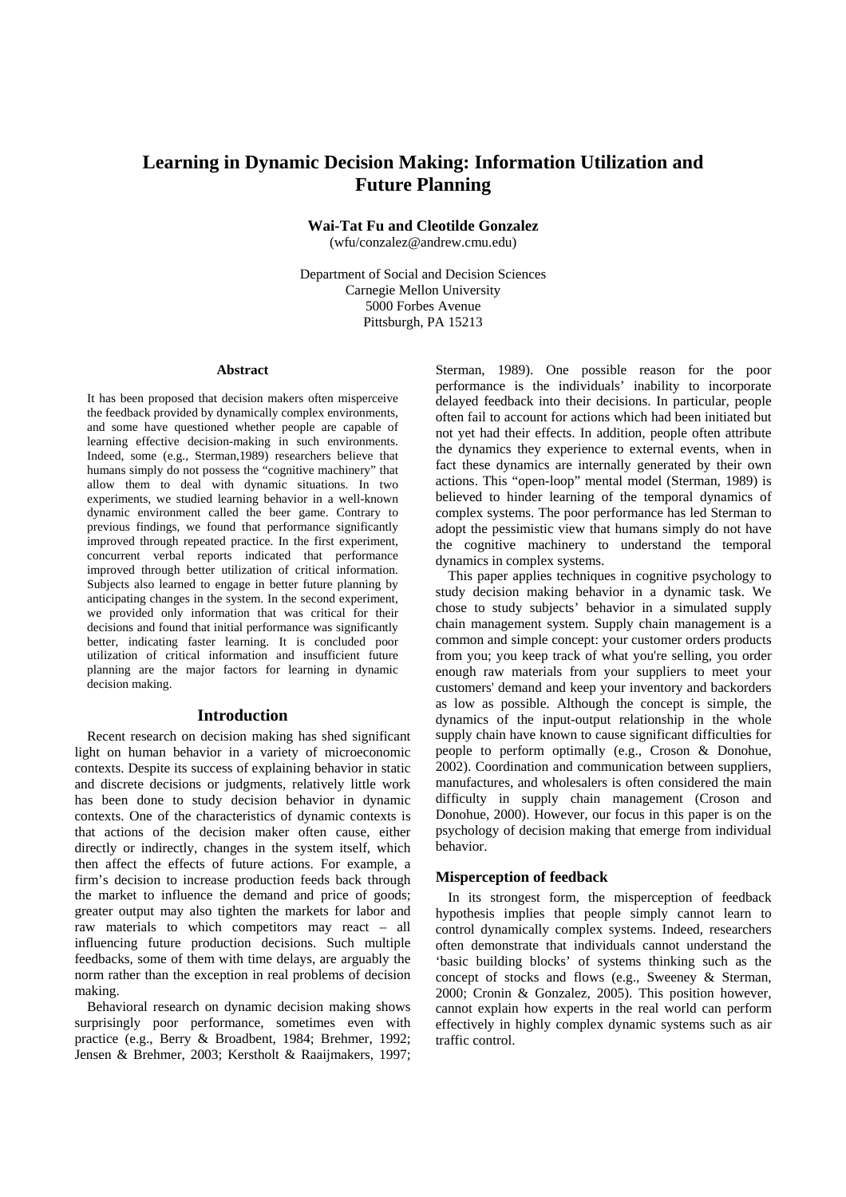# Learning in Dynamic Decision Making: Information Utilization and Future Planning

**Wai-Tat Fu and Cleotilde Gonzalez**
(wfu/conzalez@andrew.cmu.edu)

Department of Social and Decision Sciences
Carnegie Mellon University
5000 Forbes Avenue
Pittsburgh, PA 15213

## Abstract

It has been proposed that decision makers often misperceive the feedback provided by dynamically complex environments, and some have questioned whether people are capable of learning effective decision-making in such environments. Indeed, some (e.g., Sterman,1989) researchers believe that humans simply do not possess the "cognitive machinery" that allow them to deal with dynamic situations. In two experiments, we studied learning behavior in a well-known dynamic environment called the beer game. Contrary to previous findings, we found that performance significantly improved through repeated practice. In the first experiment, concurrent verbal reports indicated that performance improved through better utilization of critical information. Subjects also learned to engage in better future planning by anticipating changes in the system. In the second experiment, we provided only information that was critical for their decisions and found that initial performance was significantly better, indicating faster learning. It is concluded poor utilization of critical information and insufficient future planning are the major factors for learning in dynamic decision making.

## Introduction

Recent research on decision making has shed significant light on human behavior in a variety of microeconomic contexts. Despite its success of explaining behavior in static and discrete decisions or judgments, relatively little work has been done to study decision behavior in dynamic contexts. One of the characteristics of dynamic contexts is that actions of the decision maker often cause, either directly or indirectly, changes in the system itself, which then affect the effects of future actions. For example, a firm's decision to increase production feeds back through the market to influence the demand and price of goods; greater output may also tighten the markets for labor and raw materials to which competitors may react – all influencing future production decisions. Such multiple feedbacks, some of them with time delays, are arguably the norm rather than the exception in real problems of decision making.

Behavioral research on dynamic decision making shows surprisingly poor performance, sometimes even with practice (e.g., Berry & Broadbent, 1984; Brehmer, 1992; Jensen & Brehmer, 2003; Kerstholt & Raaijmakers, 1997; Sterman, 1989). One possible reason for the poor performance is the individuals' inability to incorporate delayed feedback into their decisions. In particular, people often fail to account for actions which had been initiated but not yet had their effects. In addition, people often attribute the dynamics they experience to external events, when in fact these dynamics are internally generated by their own actions. This "open-loop" mental model (Sterman, 1989) is believed to hinder learning of the temporal dynamics of complex systems. The poor performance has led Sterman to adopt the pessimistic view that humans simply do not have the cognitive machinery to understand the temporal dynamics in complex systems.

This paper applies techniques in cognitive psychology to study decision making behavior in a dynamic task. We chose to study subjects' behavior in a simulated supply chain management system. Supply chain management is a common and simple concept: your customer orders products from you; you keep track of what you're selling, you order enough raw materials from your suppliers to meet your customers' demand and keep your inventory and backorders as low as possible. Although the concept is simple, the dynamics of the input-output relationship in the whole supply chain have known to cause significant difficulties for people to perform optimally (e.g., Croson & Donohue, 2002). Coordination and communication between suppliers, manufactures, and wholesalers is often considered the main difficulty in supply chain management (Croson and Donohue, 2000). However, our focus in this paper is on the psychology of decision making that emerge from individual behavior.

### Misperception of feedback

In its strongest form, the misperception of feedback hypothesis implies that people simply cannot learn to control dynamically complex systems. Indeed, researchers often demonstrate that individuals cannot understand the 'basic building blocks' of systems thinking such as the concept of stocks and flows (e.g., Sweeney & Sterman, 2000; Cronin & Gonzalez, 2005). This position however, cannot explain how experts in the real world can perform effectively in highly complex dynamic systems such as air traffic control.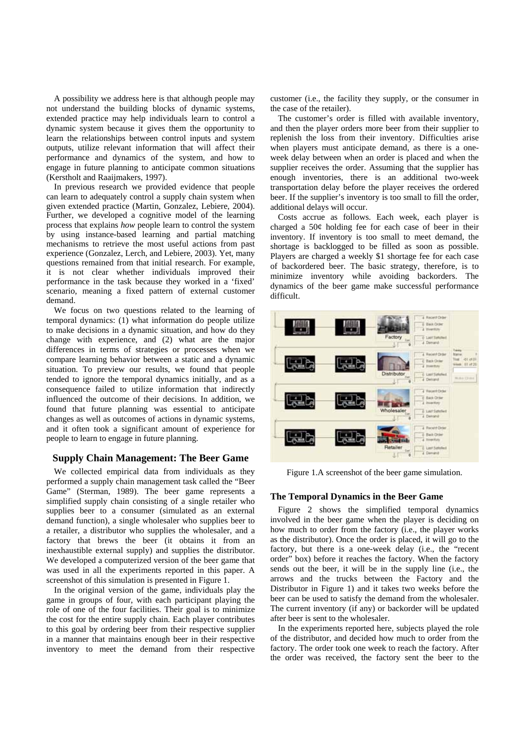A possibility we address here is that although people may not understand the building blocks of dynamic systems, extended practice may help individuals learn to control a dynamic system because it gives them the opportunity to learn the relationships between control inputs and system outputs, utilize relevant information that will affect their performance and dynamics of the system, and how to engage in future planning to anticipate common situations (Kerstholt and Raaijmakers, 1997).

In previous research we provided evidence that people can learn to adequately control a supply chain system when given extended practice (Martin, Gonzalez, Lebiere, 2004). Further, we developed a cognitive model of the learning process that explains *how* people learn to control the system by using instance-based learning and partial matching mechanisms to retrieve the most useful actions from past experience (Gonzalez, Lerch, and Lebiere, 2003). Yet, many questions remained from that initial research. For example, it is not clear whether individuals improved their performance in the task because they worked in a 'fixed' scenario, meaning a fixed pattern of external customer demand.

We focus on two questions related to the learning of temporal dynamics: (1) what information do people utilize to make decisions in a dynamic situation, and how do they change with experience, and (2) what are the major differences in terms of strategies or processes when we compare learning behavior between a static and a dynamic situation. To preview our results, we found that people tended to ignore the temporal dynamics initially, and as a consequence failed to utilize information that indirectly influenced the outcome of their decisions. In addition, we found that future planning was essential to anticipate changes as well as outcomes of actions in dynamic systems, and it often took a significant amount of experience for people to learn to engage in future planning.

## Supply Chain Management: The Beer Game

We collected empirical data from individuals as they performed a supply chain management task called the "Beer Game" (Sterman, 1989). The beer game represents a simplified supply chain consisting of a single retailer who supplies beer to a consumer (simulated as an external demand function), a single wholesaler who supplies beer to a retailer, a distributor who supplies the wholesaler, and a factory that brews the beer (it obtains it from an inexhaustible external supply) and supplies the distributor. We developed a computerized version of the beer game that was used in all the experiments reported in this paper. A screenshot of this simulation is presented in Figure 1.

In the original version of the game, individuals play the game in groups of four, with each participant playing the role of one of the four facilities. Their goal is to minimize the cost for the entire supply chain. Each player contributes to this goal by ordering beer from their respective supplier in a manner that maintains enough beer in their respective inventory to meet the demand from their respective customer (i.e., the facility they supply, or the consumer in the case of the retailer).

The customer's order is filled with available inventory, and then the player orders more beer from their supplier to replenish the loss from their inventory. Difficulties arise when players must anticipate demand, as there is a one-week delay between when an order is placed and when the supplier receives the order. Assuming that the supplier has enough inventories, there is an additional two-week transportation delay before the player receives the ordered beer. If the supplier's inventory is too small to fill the order, additional delays will occur.

Costs accrue as follows. Each week, each player is charged a 50¢ holding fee for each case of beer in their inventory. If inventory is too small to meet demand, the shortage is backlogged to be filled as soon as possible. Players are charged a weekly $1 shortage fee for each case of backordered beer. The basic strategy, therefore, is to minimize inventory while avoiding backorders. The dynamics of the beer game make successful performance difficult.

Figure 1.A screenshot of the beer game simulation.

### The Temporal Dynamics in the Beer Game

Figure 2 shows the simplified temporal dynamics involved in the beer game when the player is deciding on how much to order from the factory (i.e., the player works as the distributor). Once the order is placed, it will go to the factory, but there is a one-week delay (i.e., the "recent order" box) before it reaches the factory. When the factory sends out the beer, it will be in the supply line (i.e., the arrows and the trucks between the Factory and the Distributor in Figure 1) and it takes two weeks before the beer can be used to satisfy the demand from the wholesaler. The current inventory (if any) or backorder will be updated after beer is sent to the wholesaler.

In the experiments reported here, subjects played the role of the distributor, and decided how much to order from the factory. The order took one week to reach the factory. After the order was received, the factory sent the beer to the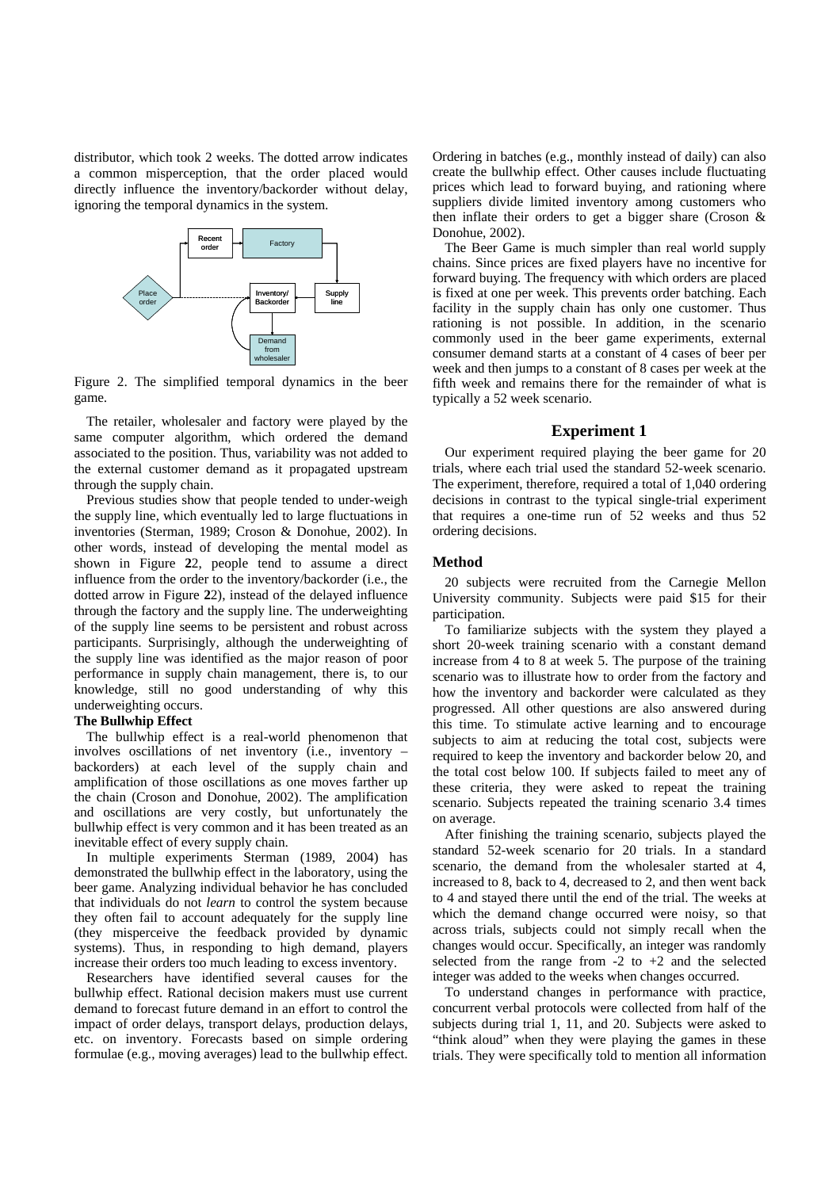distributor, which took 2 weeks. The dotted arrow indicates a common misperception, that the order placed would directly influence the inventory/backorder without delay, ignoring the temporal dynamics in the system.

Figure 2. The simplified temporal dynamics in the beer game.

The retailer, wholesaler and factory were played by the same computer algorithm, which ordered the demand associated to the position. Thus, variability was not added to the external customer demand as it propagated upstream through the supply chain.

Previous studies show that people tended to under-weigh the supply line, which eventually led to large fluctuations in inventories (Sterman, 1989; Croson & Donohue, 2002). In other words, instead of developing the mental model as shown in Figure **2**2, people tend to assume a direct influence from the order to the inventory/backorder (i.e., the dotted arrow in Figure **2**2), instead of the delayed influence through the factory and the supply line. The underweighting of the supply line seems to be persistent and robust across participants. Surprisingly, although the underweighting of the supply line was identified as the major reason of poor performance in supply chain management, there is, to our knowledge, still no good understanding of why this underweighting occurs.

**The Bullwhip Effect**

The bullwhip effect is a real-world phenomenon that involves oscillations of net inventory (i.e., inventory – backorders) at each level of the supply chain and amplification of those oscillations as one moves farther up the chain (Croson and Donohue, 2002). The amplification and oscillations are very costly, but unfortunately the bullwhip effect is very common and it has been treated as an inevitable effect of every supply chain.

In multiple experiments Sterman (1989, 2004) has demonstrated the bullwhip effect in the laboratory, using the beer game. Analyzing individual behavior he has concluded that individuals do not *learn* to control the system because they often fail to account adequately for the supply line (they misperceive the feedback provided by dynamic systems). Thus, in responding to high demand, players increase their orders too much leading to excess inventory.

Researchers have identified several causes for the bullwhip effect. Rational decision makers must use current demand to forecast future demand in an effort to control the impact of order delays, transport delays, production delays, etc. on inventory. Forecasts based on simple ordering formulae (e.g., moving averages) lead to the bullwhip effect. Ordering in batches (e.g., monthly instead of daily) can also create the bullwhip effect. Other causes include fluctuating prices which lead to forward buying, and rationing where suppliers divide limited inventory among customers who then inflate their orders to get a bigger share (Croson & Donohue, 2002).

The Beer Game is much simpler than real world supply chains. Since prices are fixed players have no incentive for forward buying. The frequency with which orders are placed is fixed at one per week. This prevents order batching. Each facility in the supply chain has only one customer. Thus rationing is not possible. In addition, in the scenario commonly used in the beer game experiments, external consumer demand starts at a constant of 4 cases of beer per week and then jumps to a constant of 8 cases per week at the fifth week and remains there for the remainder of what is typically a 52 week scenario.

## Experiment 1

Our experiment required playing the beer game for 20 trials, where each trial used the standard 52-week scenario. The experiment, therefore, required a total of 1,040 ordering decisions in contrast to the typical single-trial experiment that requires a one-time run of 52 weeks and thus 52 ordering decisions.

### Method

20 subjects were recruited from the Carnegie Mellon University community. Subjects were paid $15 for their participation.

To familiarize subjects with the system they played a short 20-week training scenario with a constant demand increase from 4 to 8 at week 5. The purpose of the training scenario was to illustrate how to order from the factory and how the inventory and backorder were calculated as they progressed. All other questions are also answered during this time. To stimulate active learning and to encourage subjects to aim at reducing the total cost, subjects were required to keep the inventory and backorder below 20, and the total cost below 100. If subjects failed to meet any of these criteria, they were asked to repeat the training scenario. Subjects repeated the training scenario 3.4 times on average.

After finishing the training scenario, subjects played the standard 52-week scenario for 20 trials. In a standard scenario, the demand from the wholesaler started at 4, increased to 8, back to 4, decreased to 2, and then went back to 4 and stayed there until the end of the trial. The weeks at which the demand change occurred were noisy, so that across trials, subjects could not simply recall when the changes would occur. Specifically, an integer was randomly selected from the range from -2 to +2 and the selected integer was added to the weeks when changes occurred.

To understand changes in performance with practice, concurrent verbal protocols were collected from half of the subjects during trial 1, 11, and 20. Subjects were asked to "think aloud" when they were playing the games in these trials. They were specifically told to mention all information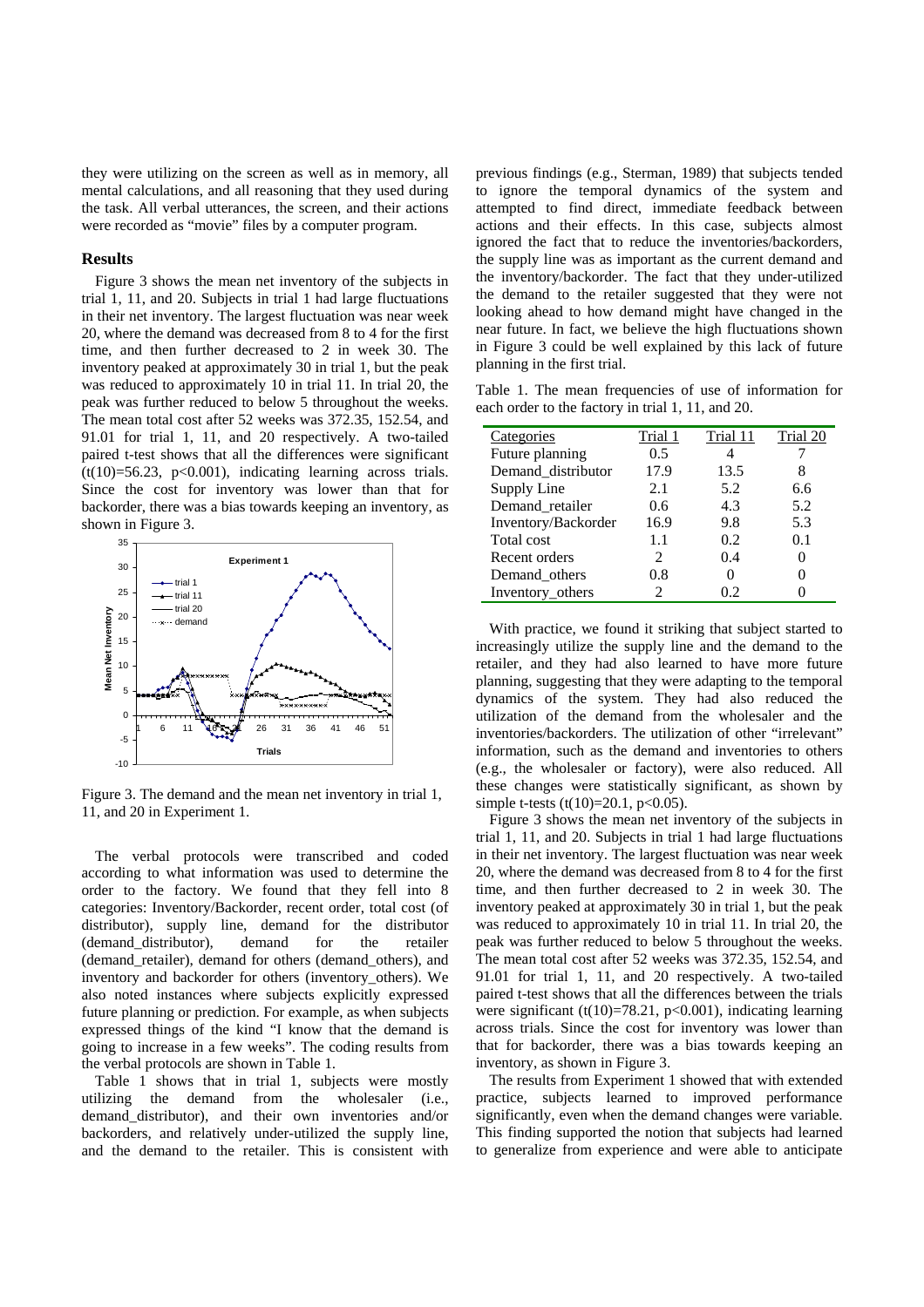they were utilizing on the screen as well as in memory, all mental calculations, and all reasoning that they used during the task. All verbal utterances, the screen, and their actions were recorded as "movie" files by a computer program.

## Results

Figure 3 shows the mean net inventory of the subjects in trial 1, 11, and 20. Subjects in trial 1 had large fluctuations in their net inventory. The largest fluctuation was near week 20, where the demand was decreased from 8 to 4 for the first time, and then further decreased to 2 in week 30. The inventory peaked at approximately 30 in trial 1, but the peak was reduced to approximately 10 in trial 11. In trial 20, the peak was further reduced to below 5 throughout the weeks. The mean total cost after 52 weeks was 372.35, 152.54, and 91.01 for trial 1, 11, and 20 respectively. A two-tailed paired t-test shows that all the differences were significant ($t(10)=56.23$, $p<0.001$), indicating learning across trials. Since the cost for inventory was lower than that for backorder, there was a bias towards keeping an inventory, as shown in Figure 3.

Figure 3. The demand and the mean net inventory in trial 1, 11, and 20 in Experiment 1.

The verbal protocols were transcribed and coded according to what information was used to determine the order to the factory. We found that they fell into 8 categories: Inventory/Backorder, recent order, total cost (of distributor), supply line, demand for the distributor (demand_distributor), demand for the retailer (demand_retailer), demand for others (demand_others), and inventory and backorder for others (inventory_others). We also noted instances where subjects explicitly expressed future planning or prediction. For example, as when subjects expressed things of the kind "I know that the demand is going to increase in a few weeks". The coding results from the verbal protocols are shown in Table 1.

Table 1 shows that in trial 1, subjects were mostly utilizing the demand from the wholesaler (i.e., demand_distributor), and their own inventories and/or backorders, and relatively under-utilized the supply line, and the demand to the retailer. This is consistent with previous findings (e.g., Sterman, 1989) that subjects tended to ignore the temporal dynamics of the system and attempted to find direct, immediate feedback between actions and their effects. In this case, subjects almost ignored the fact that to reduce the inventories/backorders, the supply line was as important as the current demand and the inventory/backorder. The fact that they under-utilized the demand to the retailer suggested that they were not looking ahead to how demand might have changed in the near future. In fact, we believe the high fluctuations shown in Figure 3 could be well explained by this lack of future planning in the first trial.

Table 1. The mean frequencies of use of information for each order to the factory in trial 1, 11, and 20.

| Categories | Trial 1 | Trial 11 | Trial 20 |
|---|---|---|---|
| Future planning | 0.5 | 4 | 7 |
| Demand_distributor | 17.9 | 13.5 | 8 |
| Supply Line | 2.1 | 5.2 | 6.6 |
| Demand_retailer | 0.6 | 4.3 | 5.2 |
| Inventory/Backorder | 16.9 | 9.8 | 5.3 |
| Total cost | 1.1 | 0.2 | 0.1 |
| Recent orders | 2 | 0.4 | 0 |
| Demand_others | 0.8 | 0 | 0 |
| Inventory_others | 2 | 0.2 | 0 |

With practice, we found it striking that subject started to increasingly utilize the supply line and the demand to the retailer, and they had also learned to have more future planning, suggesting that they were adapting to the temporal dynamics of the system. They had also reduced the utilization of the demand from the wholesaler and the inventories/backorders. The utilization of other "irrelevant" information, such as the demand and inventories to others (e.g., the wholesaler or factory), were also reduced. All these changes were statistically significant, as shown by simple t-tests ($t(10)=20.1$, $p<0.05$).

Figure 3 shows the mean net inventory of the subjects in trial 1, 11, and 20. Subjects in trial 1 had large fluctuations in their net inventory. The largest fluctuation was near week 20, where the demand was decreased from 8 to 4 for the first time, and then further decreased to 2 in week 30. The inventory peaked at approximately 30 in trial 1, but the peak was reduced to approximately 10 in trial 11. In trial 20, the peak was further reduced to below 5 throughout the weeks. The mean total cost after 52 weeks was 372.35, 152.54, and 91.01 for trial 1, 11, and 20 respectively. A two-tailed paired t-test shows that all the differences between the trials were significant ($t(10)=78.21$, $p<0.001$), indicating learning across trials. Since the cost for inventory was lower than that for backorder, there was a bias towards keeping an inventory, as shown in Figure 3.

The results from Experiment 1 showed that with extended practice, subjects learned to improved performance significantly, even when the demand changes were variable. This finding supported the notion that subjects had learned to generalize from experience and were able to anticipate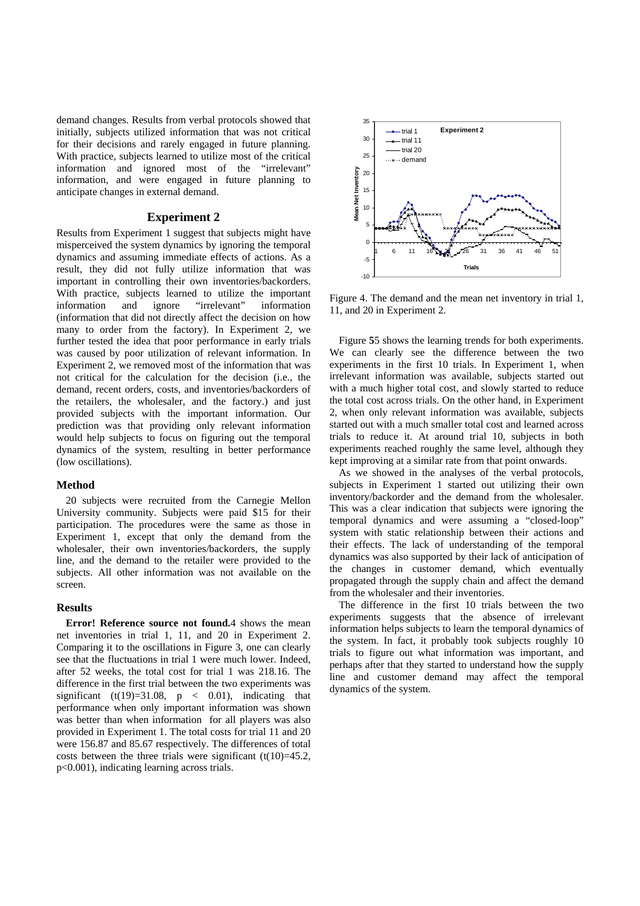demand changes. Results from verbal protocols showed that initially, subjects utilized information that was not critical for their decisions and rarely engaged in future planning. With practice, subjects learned to utilize most of the critical information and ignored most of the "irrelevant" information, and were engaged in future planning to anticipate changes in external demand.

## Experiment 2

Results from Experiment 1 suggest that subjects might have misperceived the system dynamics by ignoring the temporal dynamics and assuming immediate effects of actions. As a result, they did not fully utilize information that was important in controlling their own inventories/backorders. With practice, subjects learned to utilize the important information and ignore "irrelevant" information (information that did not directly affect the decision on how many to order from the factory). In Experiment 2, we further tested the idea that poor performance in early trials was caused by poor utilization of relevant information. In Experiment 2, we removed most of the information that was not critical for the calculation for the decision (i.e., the demand, recent orders, costs, and inventories/backorders of the retailers, the wholesaler, and the factory.) and just provided subjects with the important information. Our prediction was that providing only relevant information would help subjects to focus on figuring out the temporal dynamics of the system, resulting in better performance (low oscillations).

### Method

20 subjects were recruited from the Carnegie Mellon University community. Subjects were paid $15 for their participation. The procedures were the same as those in Experiment 1, except that only the demand from the wholesaler, their own inventories/backorders, the supply line, and the demand to the retailer were provided to the subjects. All other information was not available on the screen.

### Results

**Error! Reference source not found.**4 shows the mean net inventories in trial 1, 11, and 20 in Experiment 2. Comparing it to the oscillations in Figure 3, one can clearly see that the fluctuations in trial 1 were much lower. Indeed, after 52 weeks, the total cost for trial 1 was 218.16. The difference in the first trial between the two experiments was significant ($t(19)=31.08$, $p < 0.01$), indicating that performance when only important information was shown was better than when information for all players was also provided in Experiment 1. The total costs for trial 11 and 20 were 156.87 and 85.67 respectively. The differences of total costs between the three trials were significant ($t(10)=45.2$, $p<0.001$), indicating learning across trials.

Figure 4. The demand and the mean net inventory in trial 1, 11, and 20 in Experiment 2.

Figure 55 shows the learning trends for both experiments. We can clearly see the difference between the two experiments in the first 10 trials. In Experiment 1, when irrelevant information was available, subjects started out with a much higher total cost, and slowly started to reduce the total cost across trials. On the other hand, in Experiment 2, when only relevant information was available, subjects started out with a much smaller total cost and learned across trials to reduce it. At around trial 10, subjects in both experiments reached roughly the same level, although they kept improving at a similar rate from that point onwards.

As we showed in the analyses of the verbal protocols, subjects in Experiment 1 started out utilizing their own inventory/backorder and the demand from the wholesaler. This was a clear indication that subjects were ignoring the temporal dynamics and were assuming a "closed-loop" system with static relationship between their actions and their effects. The lack of understanding of the temporal dynamics was also supported by their lack of anticipation of the changes in customer demand, which eventually propagated through the supply chain and affect the demand from the wholesaler and their inventories.

The difference in the first 10 trials between the two experiments suggests that the absence of irrelevant information helps subjects to learn the temporal dynamics of the system. In fact, it probably took subjects roughly 10 trials to figure out what information was important, and perhaps after that they started to understand how the supply line and customer demand may affect the temporal dynamics of the system.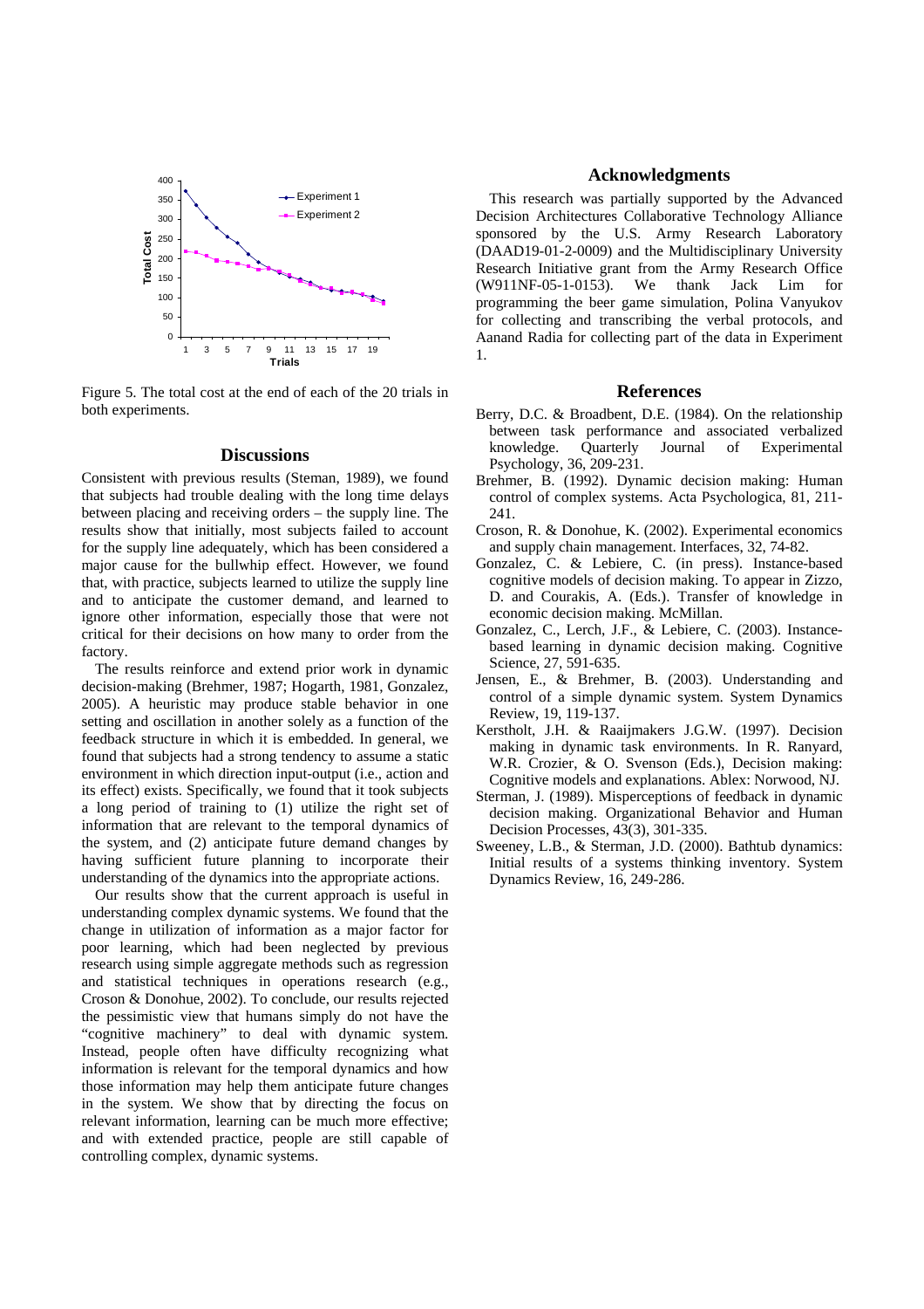400
350
300
250
200
150
100
50
0

Total Cost

1 3 5 7 9 11 13 15 17 19

Trials

Experiment 1
Experiment 2

Figure 5. The total cost at the end of each of the 20 trials in both experiments.

## Discussions

Consistent with previous results (Steman, 1989), we found that subjects had trouble dealing with the long time delays between placing and receiving orders – the supply line. The results show that initially, most subjects failed to account for the supply line adequately, which has been considered a major cause for the bullwhip effect. However, we found that, with practice, subjects learned to utilize the supply line and to anticipate the customer demand, and learned to ignore other information, especially those that were not critical for their decisions on how many to order from the factory.

The results reinforce and extend prior work in dynamic decision-making (Brehmer, 1987; Hogarth, 1981, Gonzalez, 2005). A heuristic may produce stable behavior in one setting and oscillation in another solely as a function of the feedback structure in which it is embedded. In general, we found that subjects had a strong tendency to assume a static environment in which direction input-output (i.e., action and its effect) exists. Specifically, we found that it took subjects a long period of training to (1) utilize the right set of information that are relevant to the temporal dynamics of the system, and (2) anticipate future demand changes by having sufficient future planning to incorporate their understanding of the dynamics into the appropriate actions.

Our results show that the current approach is useful in understanding complex dynamic systems. We found that the change in utilization of information as a major factor for poor learning, which had been neglected by previous research using simple aggregate methods such as regression and statistical techniques in operations research (e.g., Croson & Donohue, 2002). To conclude, our results rejected the pessimistic view that humans simply do not have the "cognitive machinery" to deal with dynamic system. Instead, people often have difficulty recognizing what information is relevant for the temporal dynamics and how those information may help them anticipate future changes in the system. We show that by directing the focus on relevant information, learning can be much more effective; and with extended practice, people are still capable of controlling complex, dynamic systems.

## Acknowledgments

This research was partially supported by the Advanced Decision Architectures Collaborative Technology Alliance sponsored by the U.S. Army Research Laboratory (DAAD19-01-2-0009) and the Multidisciplinary University Research Initiative grant from the Army Research Office (W911NF-05-1-0153). We thank Jack Lim for programming the beer game simulation, Polina Vanyukov for collecting and transcribing the verbal protocols, and Aanand Radia for collecting part of the data in Experiment 1.

## References

Berry, D.C. & Broadbent, D.E. (1984). On the relationship between task performance and associated verbalized knowledge. Quarterly Journal of Experimental Psychology, 36, 209-231.

Brehmer, B. (1992). Dynamic decision making: Human control of complex systems. Acta Psychologica, 81, 211-241.

Croson, R. & Donohue, K. (2002). Experimental economics and supply chain management. Interfaces, 32, 74-82.

Gonzalez, C. & Lebiere, C. (in press). Instance-based cognitive models of decision making. To appear in Zizzo, D. and Courakis, A. (Eds.). Transfer of knowledge in economic decision making. McMillan.

Gonzalez, C., Lerch, J.F., & Lebiere, C. (2003). Instance-based learning in dynamic decision making. Cognitive Science, 27, 591-635.

Jensen, E., & Brehmer, B. (2003). Understanding and control of a simple dynamic system. System Dynamics Review, 19, 119-137.

Kerstholt, J.H. & Raaijmakers J.G.W. (1997). Decision making in dynamic task environments. In R. Ranyard, W.R. Crozier, & O. Svenson (Eds.), Decision making: Cognitive models and explanations. Ablex: Norwood, NJ.

Sterman, J. (1989). Misperceptions of feedback in dynamic decision making. Organizational Behavior and Human Decision Processes, 43(3), 301-335.

Sweeney, L.B., & Sterman, J.D. (2000). Bathtub dynamics: Initial results of a systems thinking inventory. System Dynamics Review, 16, 249-286.